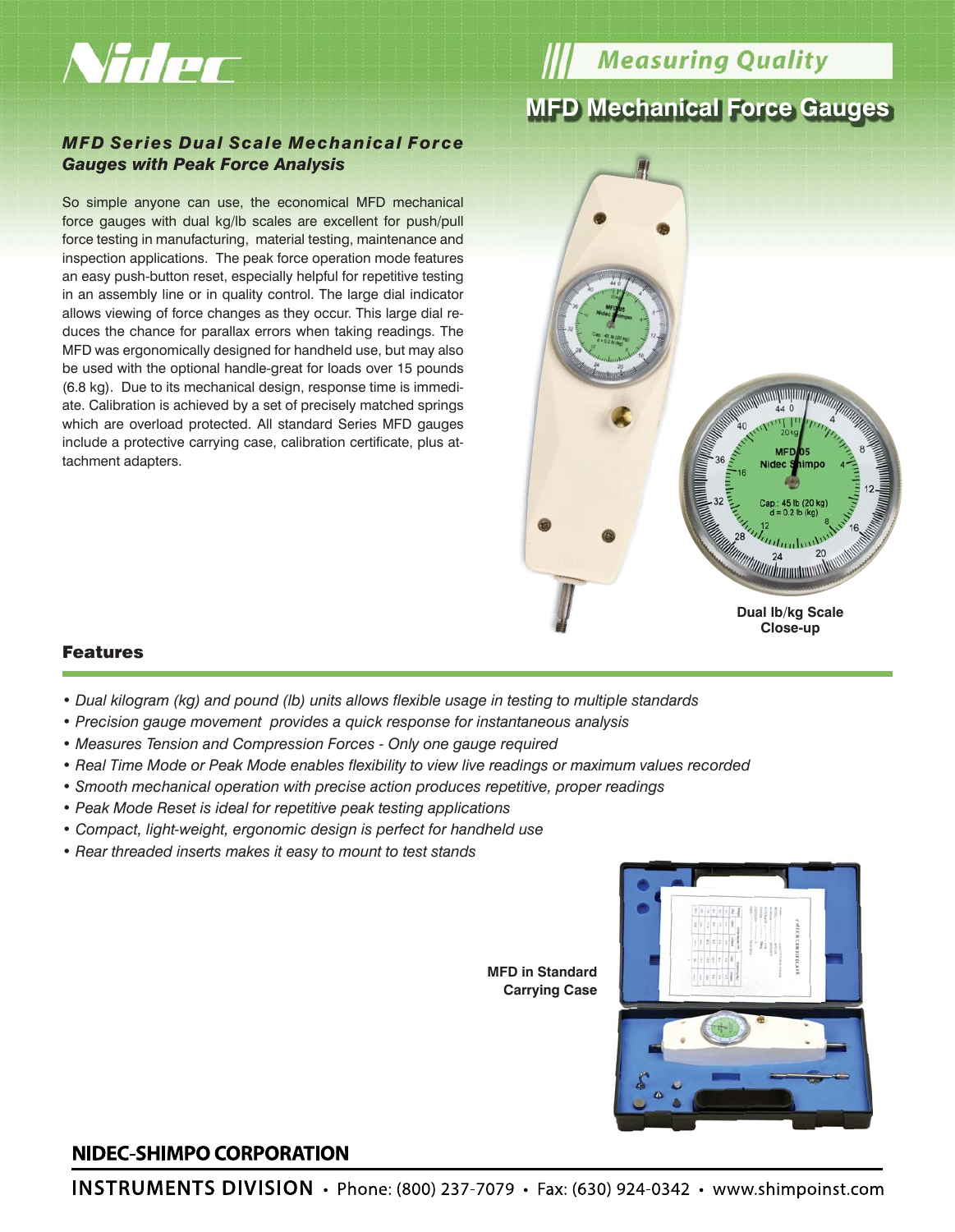Nidec

Measuring Quality

# MFD Mechanical Force Gauges

## MFD Series Dual Scale Mechanical Force Gauges with Peak Force Analysis

So simple anyone can use, the economical MFD mechanical force gauges with dual kg/lb scales are excellent for push/pull force testing in manufacturing, material testing, maintenance and inspection applications. The peak force operation mode features an easy push-button reset, especially helpful for repetitive testing in an assembly line or in quality control. The large dial indicator allows viewing of force changes as they occur. This large dial reduces the chance for parallax errors when taking readings. The MFD was ergonomically designed for handheld use, but may also be used with the optional handle-great for loads over 15 pounds (6.8 kg). Due to its mechanical design, response time is immediate. Calibration is achieved by a set of precisely matched springs which are overload protected. All standard Series MFD gauges include a protective carrying case, calibration certificate, plus attachment adapters.

**Dual lb/kg Scale Close-up**

### Features

- *Dual kilogram (kg) and pound (lb) units allows flexible usage in testing to multiple standards*
- *Precision gauge movement provides a quick response for instantaneous analysis*
- *Measures Tension and Compression Forces - Only one gauge required*
- *Real Time Mode or Peak Mode enables flexibility to view live readings or maximum values recorded*
- *Smooth mechanical operation with precise action produces repetitive, proper readings*
- *Peak Mode Reset is ideal for repetitive peak testing applications*
- *Compact, light-weight, ergonomic design is perfect for handheld use*
- *Rear threaded inserts makes it easy to mount to test stands*

**MFD in Standard Carrying Case**

**NIDEC-SHIMPO CORPORATION**

**INSTRUMENTS DIVISION** • Phone: (800) 237-7079 • Fax: (630) 924-0342 • www.shimpoinst.com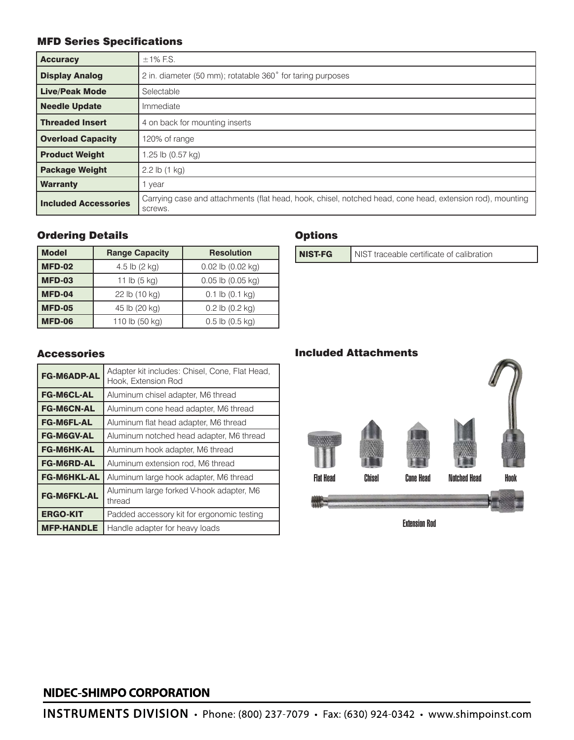### MFD Series Specifications

| | |
|---|---|
| **Accuracy** | ±1% F.S. |
| **Display Analog** | 2 in. diameter (50 mm); rotatable 360˚ for taring purposes |
| **Live/Peak Mode** | Selectable |
| **Needle Update** | Immediate |
| **Threaded Insert** | 4 on back for mounting inserts |
| **Overload Capacity** | 120% of range |
| **Product Weight** | 1.25 lb (0.57 kg) |
| **Package Weight** | 2.2 lb (1 kg) |
| **Warranty** | 1 year |
| **Included Accessories** | Carrying case and attachments (flat head, hook, chisel, notched head, cone head, extension rod), mounting screws. |

### Ordering Details

| Model | Range Capacity | Resolution |
|---|---|---|
| **MFD-02** | 4.5 lb (2 kg) | 0.02 lb (0.02 kg) |
| **MFD-03** | 11 lb (5 kg) | 0.05 lb (0.05 kg) |
| **MFD-04** | 22 lb (10 kg) | 0.1 lb (0.1 kg) |
| **MFD-05** | 45 lb (20 kg) | 0.2 lb (0.2 kg) |
| **MFD-06** | 110 lb (50 kg) | 0.5 lb (0.5 kg) |

### Options

| | |
|---|---|
| **NIST-FG** | NIST traceable certificate of calibration |

### Accessories

| | |
|---|---|
| **FG-M6ADP-AL** | Adapter kit includes: Chisel, Cone, Flat Head, Hook, Extension Rod |
| **FG-M6CL-AL** | Aluminum chisel adapter, M6 thread |
| **FG-M6CN-AL** | Aluminum cone head adapter, M6 thread |
| **FG-M6FL-AL** | Aluminum flat head adapter, M6 thread |
| **FG-M6GV-AL** | Aluminum notched head adapter, M6 thread |
| **FG-M6HK-AL** | Aluminum hook adapter, M6 thread |
| **FG-M6RD-AL** | Aluminum extension rod, M6 thread |
| **FG-M6HKL-AL** | Aluminum large hook adapter, M6 thread |
| **FG-M6FKL-AL** | Aluminum large forked V-hook adapter, M6 thread |
| **ERGO-KIT** | Padded accessory kit for ergonomic testing |
| **MFP-HANDLE** | Handle adapter for heavy loads |

### Included Attachments

Flat Head

Chisel

Cone Head

Notched Head

Hook

Extension Rod

**NIDEC-SHIMPO CORPORATION**

INSTRUMENTS DIVISION • Phone: (800) 237-7079 • Fax: (630) 924-0342 • www.shimpoinst.com